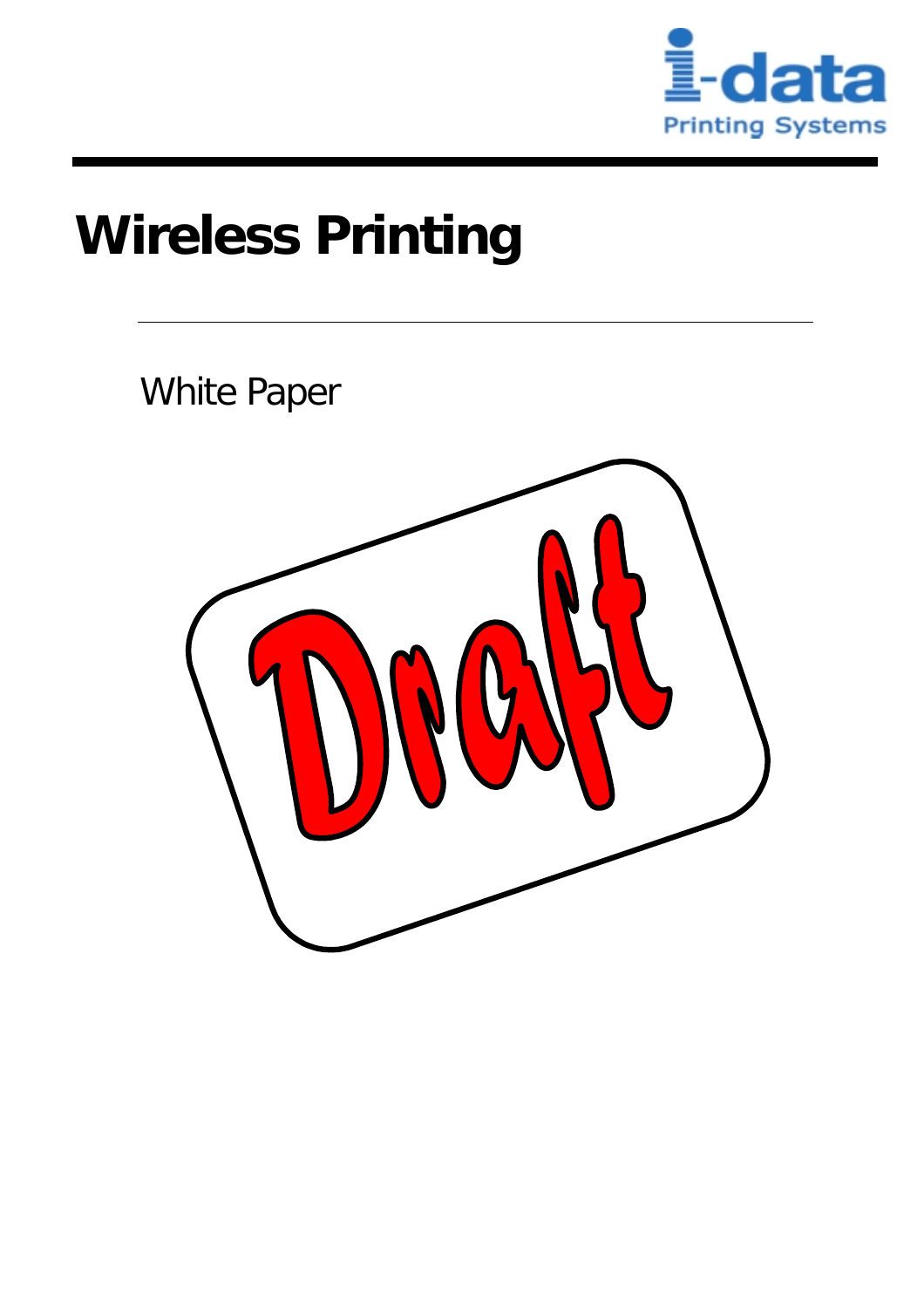i-data

Printing Systems

# Wireless Printing

White Paper

Draft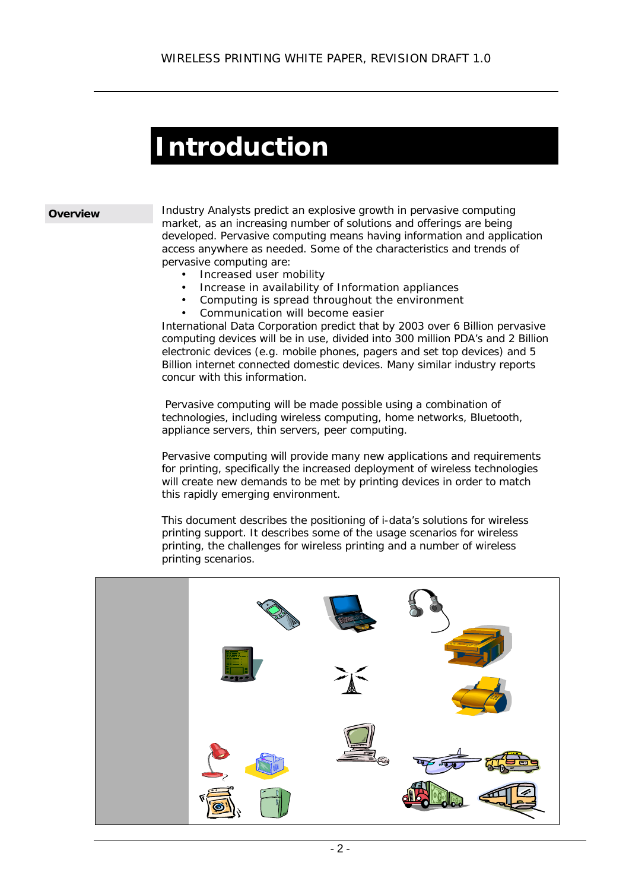# Introduction

**Overview**

Industry Analysts predict an explosive growth in pervasive computing market, as an increasing number of solutions and offerings are being developed. Pervasive computing means having information and application access anywhere as needed. Some of the characteristics and trends of pervasive computing are:

- Increased user mobility
- Increase in availability of Information appliances
- Computing is spread throughout the environment
- Communication will become easier

International Data Corporation predict that by 2003 over 6 Billion pervasive computing devices will be in use, divided into 300 million PDA's and 2 Billion electronic devices (e.g. mobile phones, pagers and set top devices) and 5 Billion internet connected domestic devices. Many similar industry reports concur with this information.

Pervasive computing will be made possible using a combination of technologies, including wireless computing, home networks, Bluetooth, appliance servers, thin servers, peer computing.

Pervasive computing will provide many new applications and requirements for printing, specifically the increased deployment of wireless technologies will create new demands to be met by printing devices in order to match this rapidly emerging environment.

This document describes the positioning of i-data's solutions for wireless printing support. It describes some of the usage scenarios for wireless printing, the challenges for wireless printing and a number of wireless printing scenarios.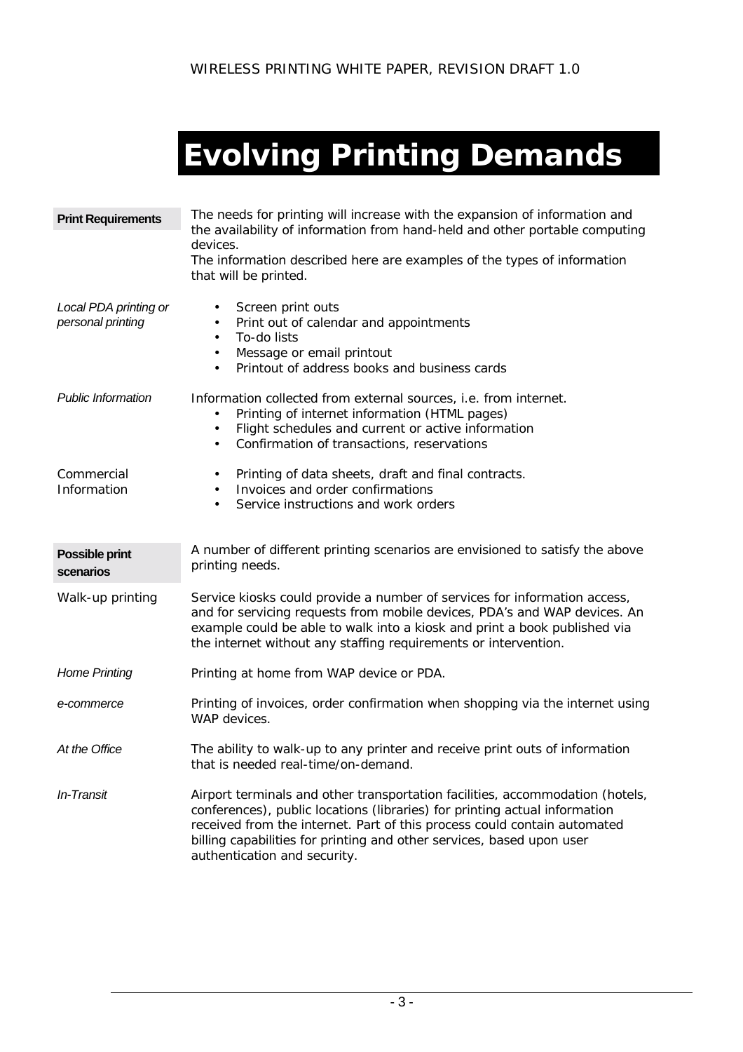# Evolving Printing Demands

**Print Requirements**

The needs for printing will increase with the expansion of information and the availability of information from hand-held and other portable computing devices.
The information described here are examples of the types of information that will be printed.

*Local PDA printing or personal printing*

- Screen print outs
- Print out of calendar and appointments
- To-do lists
- Message or email printout
- Printout of address books and business cards

*Public Information*

Information collected from external sources, i.e. from internet.

- Printing of internet information (HTML pages)
- Flight schedules and current or active information
- Confirmation of transactions, reservations

Commercial Information

- Printing of data sheets, draft and final contracts.
- Invoices and order confirmations
- Service instructions and work orders

**Possible print scenarios**

A number of different printing scenarios are envisioned to satisfy the above printing needs.

Walk-up printing

Service kiosks could provide a number of services for information access, and for servicing requests from mobile devices, PDA's and WAP devices. An example could be able to walk into a kiosk and print a book published via the internet without any staffing requirements or intervention.

*Home Printing*

Printing at home from WAP device or PDA.

*e-commerce*

Printing of invoices, order confirmation when shopping via the internet using WAP devices.

*At the Office*

The ability to walk-up to any printer and receive print outs of information that is needed real-time/on-demand.

*In-Transit*

Airport terminals and other transportation facilities, accommodation (hotels, conferences), public locations (libraries) for printing actual information received from the internet. Part of this process could contain automated billing capabilities for printing and other services, based upon user authentication and security.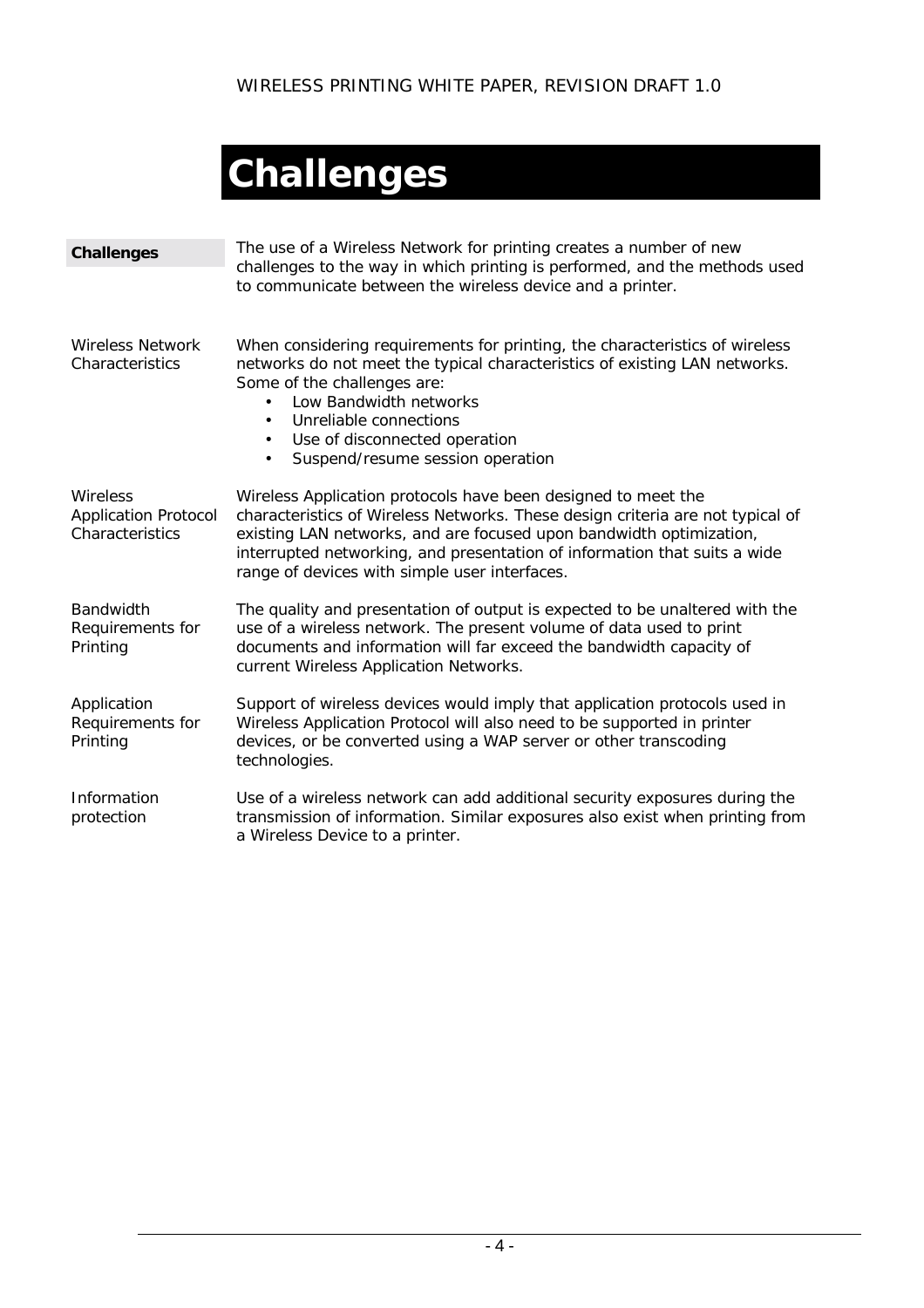# Challenges

**Challenges**

The use of a Wireless Network for printing creates a number of new challenges to the way in which printing is performed, and the methods used to communicate between the wireless device and a printer.

**Wireless Network Characteristics**

When considering requirements for printing, the characteristics of wireless networks do not meet the typical characteristics of existing LAN networks. Some of the challenges are:

- Low Bandwidth networks
- Unreliable connections
- Use of disconnected operation
- Suspend/resume session operation

**Wireless Application Protocol Characteristics**

Wireless Application protocols have been designed to meet the characteristics of Wireless Networks. These design criteria are not typical of existing LAN networks, and are focused upon bandwidth optimization, interrupted networking, and presentation of information that suits a wide range of devices with simple user interfaces.

**Bandwidth Requirements for Printing**

The quality and presentation of output is expected to be unaltered with the use of a wireless network. The present volume of data used to print documents and information will far exceed the bandwidth capacity of current Wireless Application Networks.

**Application Requirements for Printing**

Support of wireless devices would imply that application protocols used in Wireless Application Protocol will also need to be supported in printer devices, or be converted using a WAP server or other transcoding technologies.

**Information protection**

Use of a wireless network can add additional security exposures during the transmission of information. Similar exposures also exist when printing from a Wireless Device to a printer.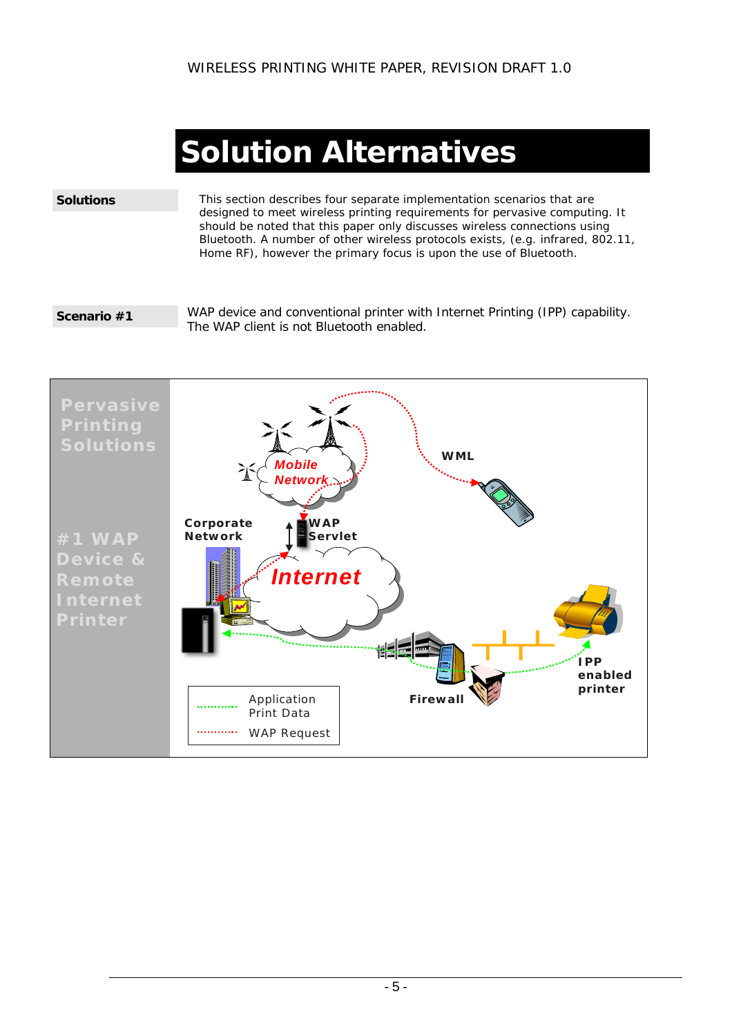# Solution Alternatives

**Solutions**

This section describes four separate implementation scenarios that are designed to meet wireless printing requirements for pervasive computing. It should be noted that this paper only discusses wireless connections using Bluetooth. A number of other wireless protocols exists, (e.g. infrared, 802.11, Home RF), however the primary focus is upon the use of Bluetooth.

**Scenario #1**

WAP device and conventional printer with Internet Printing (IPP) capability. The WAP client is not Bluetooth enabled.

Pervasive Printing Solutions

#1 WAP Device & Remote Internet Printer

Mobile Network

WML

Corporate Network

WAP Servlet

Internet

IPP enabled printer

Firewall

Application Print Data

WAP Request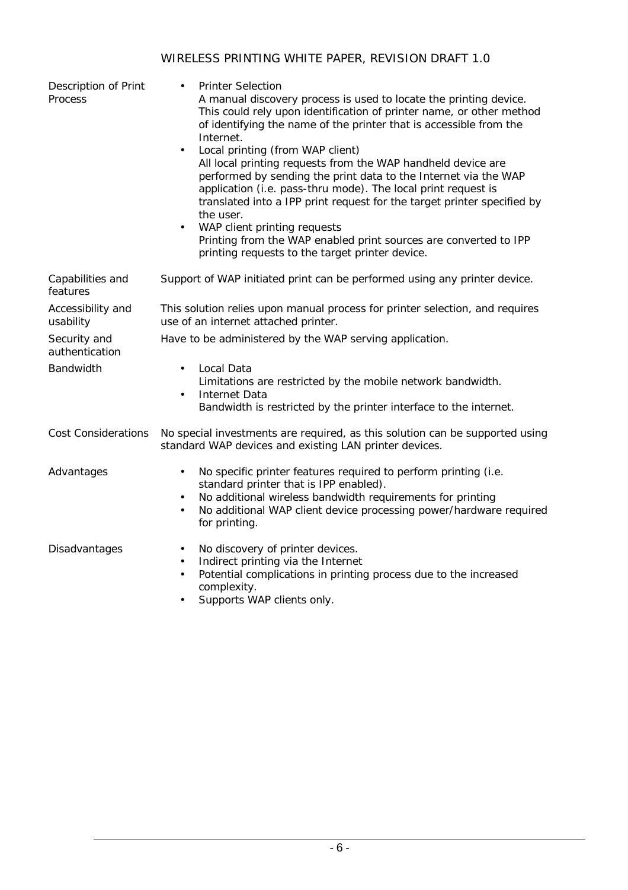| | |
|---|---|
| Description of Print Process | • Printer Selection<br>A manual discovery process is used to locate the printing device. This could rely upon identification of printer name, or other method of identifying the name of the printer that is accessible from the Internet.<br>• Local printing (from WAP client)<br>All local printing requests from the WAP handheld device are performed by sending the print data to the Internet via the WAP application (i.e. pass-thru mode). The local print request is translated into a IPP print request for the target printer specified by the user.<br>• WAP client printing requests<br>Printing from the WAP enabled print sources are converted to IPP printing requests to the target printer device. |
| Capabilities and features | Support of WAP initiated print can be performed using any printer device. |
| Accessibility and usability | This solution relies upon manual process for printer selection, and requires use of an internet attached printer. |
| Security and authentication | Have to be administered by the WAP serving application. |
| Bandwidth | • Local Data<br>Limitations are restricted by the mobile network bandwidth.<br>• Internet Data<br>Bandwidth is restricted by the printer interface to the internet. |
| Cost Considerations | No special investments are required, as this solution can be supported using standard WAP devices and existing LAN printer devices. |
| Advantages | • No specific printer features required to perform printing (i.e. standard printer that is IPP enabled).<br>• No additional wireless bandwidth requirements for printing<br>• No additional WAP client device processing power/hardware required for printing. |
| Disadvantages | • No discovery of printer devices.<br>• Indirect printing via the Internet<br>• Potential complications in printing process due to the increased complexity.<br>• Supports WAP clients only. |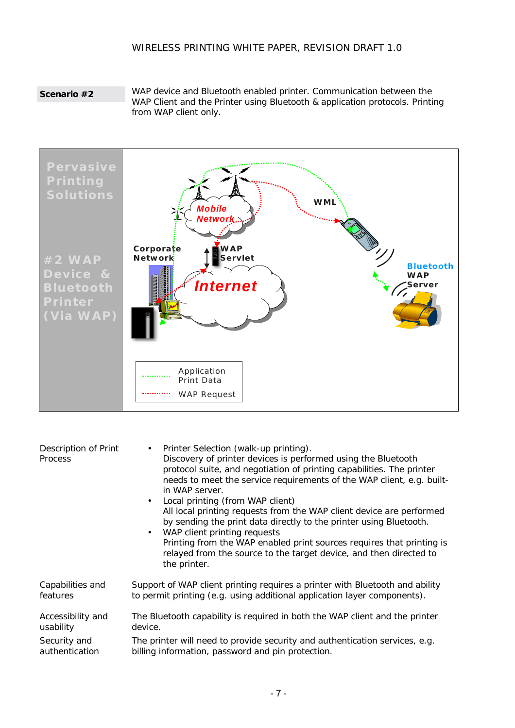**Scenario #2**

WAP device and Bluetooth enabled printer. Communication between the WAP Client and the Printer using Bluetooth & application protocols. Printing from WAP client only.

Pervasive Printing Solutions

#2 WAP Device & Bluetooth Printer (Via WAP)

Mobile Network

WML

Corporate Network

WAP Servlet

Internet

Bluetooth WAP Server

Application Print Data

WAP Request

| | |
|---|---|
| Description of Print Process | • Printer Selection (walk-up printing).<br>Discovery of printer devices is performed using the Bluetooth protocol suite, and negotiation of printing capabilities. The printer needs to meet the service requirements of the WAP client, e.g. built-in WAP server.<br>• Local printing (from WAP client)<br>All local printing requests from the WAP client device are performed by sending the print data directly to the printer using Bluetooth.<br>• WAP client printing requests<br>Printing from the WAP enabled print sources requires that printing is relayed from the source to the target device, and then directed to the printer. |
| Capabilities and features | Support of WAP client printing requires a printer with Bluetooth and ability to permit printing (e.g. using additional application layer components). |
| Accessibility and usability | The Bluetooth capability is required in both the WAP client and the printer device. |
| Security and authentication | The printer will need to provide security and authentication services, e.g. billing information, password and pin protection. |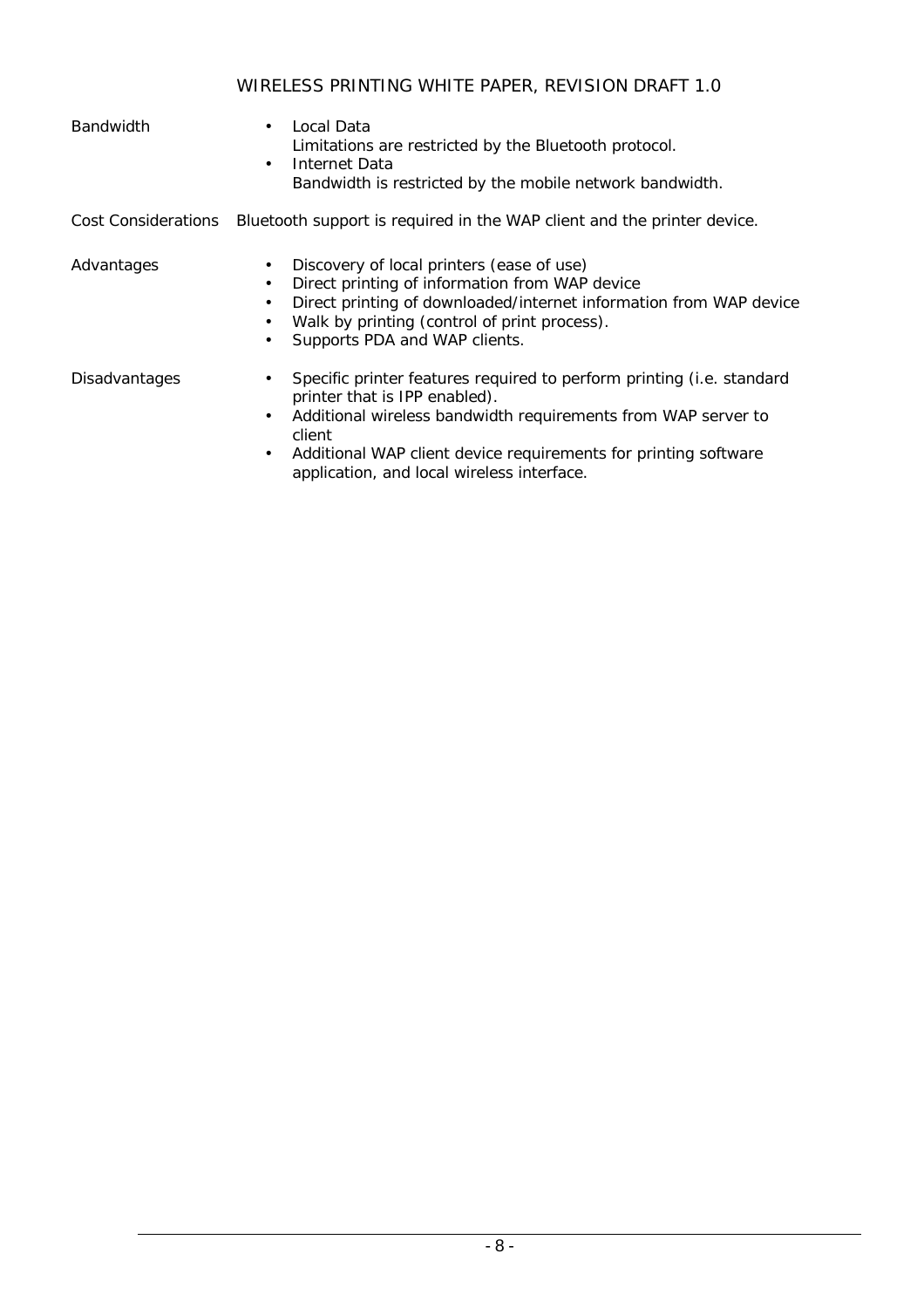| | |
|---|---|
| Bandwidth | • Local Data<br>Limitations are restricted by the Bluetooth protocol.<br>• Internet Data<br>Bandwidth is restricted by the mobile network bandwidth. |
| Cost Considerations | Bluetooth support is required in the WAP client and the printer device. |
| Advantages | • Discovery of local printers (ease of use)<br>• Direct printing of information from WAP device<br>• Direct printing of downloaded/internet information from WAP device<br>• Walk by printing (control of print process).<br>• Supports PDA and WAP clients. |
| Disadvantages | • Specific printer features required to perform printing (i.e. standard printer that is IPP enabled).<br>• Additional wireless bandwidth requirements from WAP server to client<br>• Additional WAP client device requirements for printing software application, and local wireless interface. |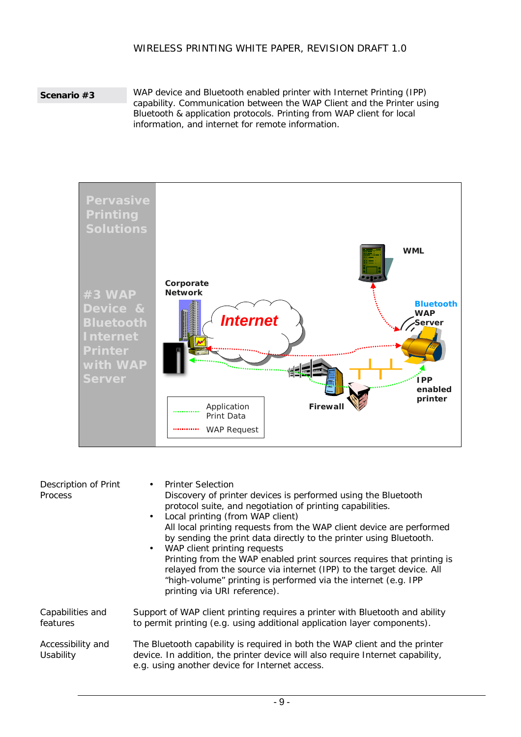**Scenario #3**

WAP device and Bluetooth enabled printer with Internet Printing (IPP) capability. Communication between the WAP Client and the Printer using Bluetooth & application protocols. Printing from WAP client for local information, and internet for remote information.

**Description of Print Process**

- Printer Selection
  Discovery of printer devices is performed using the Bluetooth protocol suite, and negotiation of printing capabilities.
- Local printing (from WAP client)
  All local printing requests from the WAP client device are performed by sending the print data directly to the printer using Bluetooth.
- WAP client printing requests
  Printing from the WAP enabled print sources requires that printing is relayed from the source via internet (IPP) to the target device. All “high-volume” printing is performed via the internet (e.g. IPP printing via URI reference).

**Capabilities and features**

Support of WAP client printing requires a printer with Bluetooth and ability to permit printing (e.g. using additional application layer components).

**Accessibility and Usability**

The Bluetooth capability is required in both the WAP client and the printer device. In addition, the printer device will also require Internet capability, e.g. using another device for Internet access.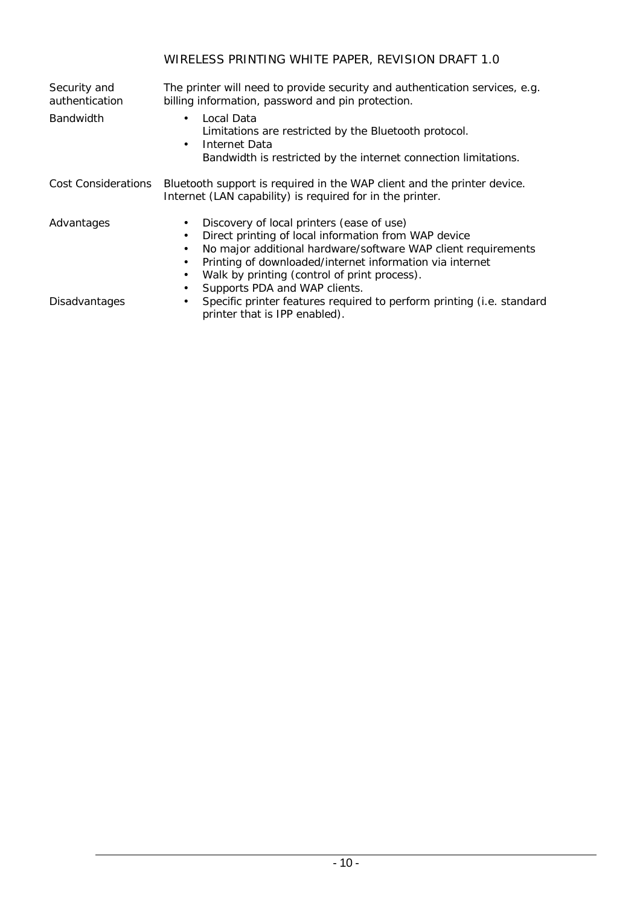| | |
|---|---|
| Security and authentication | The printer will need to provide security and authentication services, e.g. billing information, password and pin protection. |
| Bandwidth | • Local Data<br>Limitations are restricted by the Bluetooth protocol.<br>• Internet Data<br>Bandwidth is restricted by the internet connection limitations. |
| Cost Considerations | Bluetooth support is required in the WAP client and the printer device. Internet (LAN capability) is required for in the printer. |
| Advantages | • Discovery of local printers (ease of use)<br>• Direct printing of local information from WAP device<br>• No major additional hardware/software WAP client requirements<br>• Printing of downloaded/internet information via internet<br>• Walk by printing (control of print process).<br>• Supports PDA and WAP clients. |
| Disadvantages | • Specific printer features required to perform printing (i.e. standard printer that is IPP enabled). |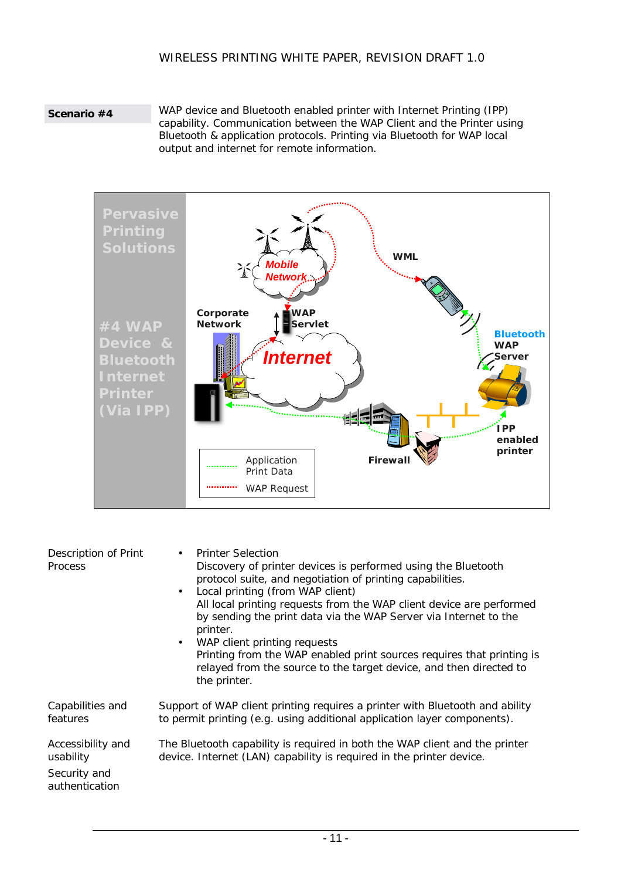| **Scenario #4** | WAP device and Bluetooth enabled printer with Internet Printing (IPP) capability. Communication between the WAP Client and the Printer using Bluetooth & application protocols. Printing via Bluetooth for WAP local output and internet for remote information. |
|---|---|

| | |
|---|---|
| Description of Print Process | • Printer Selection<br>Discovery of printer devices is performed using the Bluetooth protocol suite, and negotiation of printing capabilities.<br>• Local printing (from WAP client)<br>All local printing requests from the WAP client device are performed by sending the print data via the WAP Server via Internet to the printer.<br>• WAP client printing requests<br>Printing from the WAP enabled print sources requires that printing is relayed from the source to the target device, and then directed to the printer. |
| Capabilities and features | Support of WAP client printing requires a printer with Bluetooth and ability to permit printing (e.g. using additional application layer components). |
| Accessibility and usability | The Bluetooth capability is required in both the WAP client and the printer device. Internet (LAN) capability is required in the printer device. |
| Security and authentication | |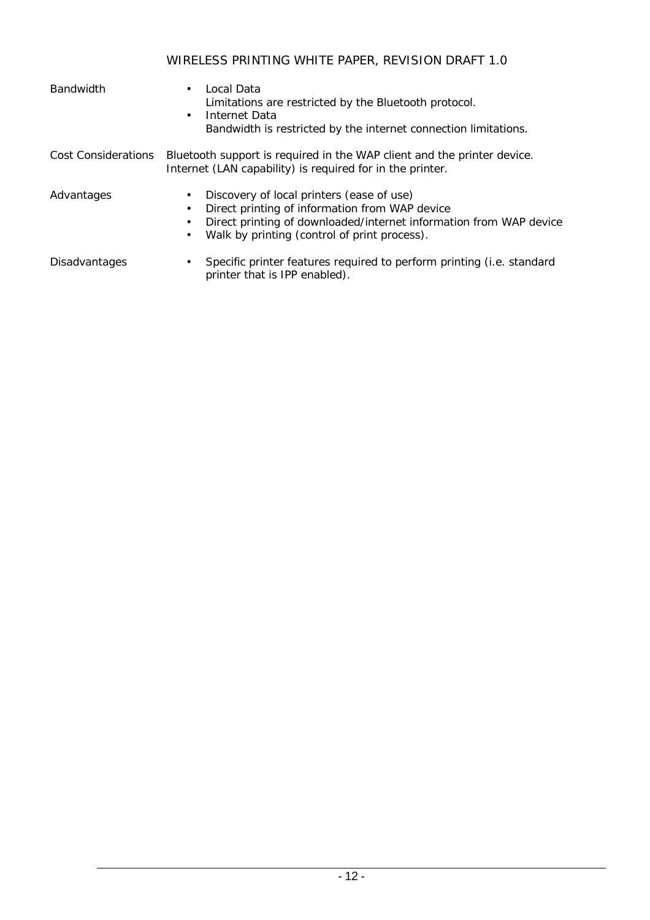| | |
|---|---|
| Bandwidth | • Local Data<br>Limitations are restricted by the Bluetooth protocol.<br>• Internet Data<br>Bandwidth is restricted by the internet connection limitations. |
| Cost Considerations | Bluetooth support is required in the WAP client and the printer device.<br>Internet (LAN capability) is required for in the printer. |
| Advantages | • Discovery of local printers (ease of use)<br>• Direct printing of information from WAP device<br>• Direct printing of downloaded/internet information from WAP device<br>• Walk by printing (control of print process). |
| Disadvantages | • Specific printer features required to perform printing (i.e. standard printer that is IPP enabled). |